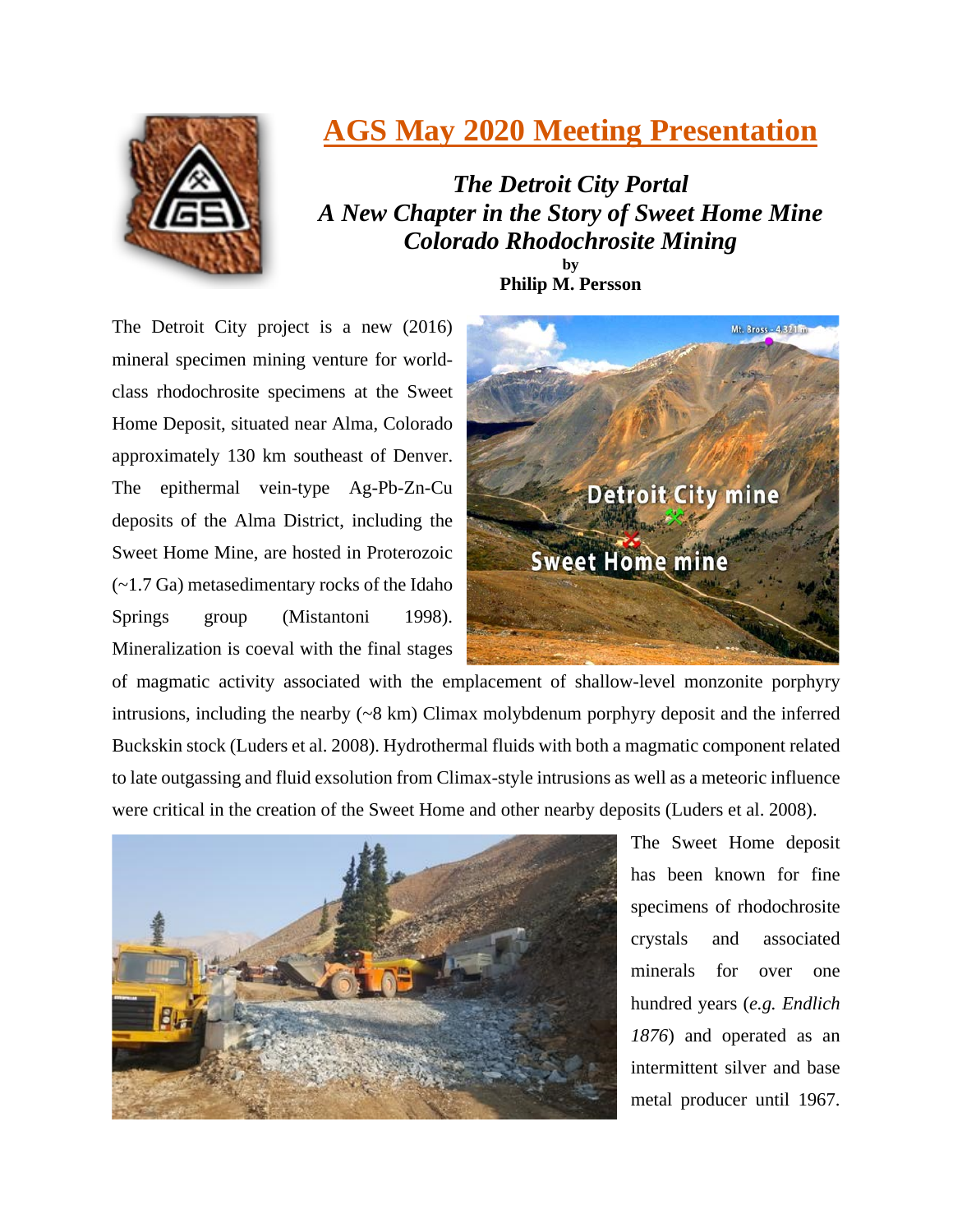# AGS May 2020 Meeting Presentation

***The Detroit City Portal***
***A New Chapter in the Story of Sweet Home Mine***
***Colorado Rhodochrosite Mining***

**by**
**Philip M. Persson**

The Detroit City project is a new (2016) mineral specimen mining venture for world-class rhodochrosite specimens at the Sweet Home Deposit, situated near Alma, Colorado approximately 130 km southeast of Denver. The epithermal vein-type Ag-Pb-Zn-Cu deposits of the Alma District, including the Sweet Home Mine, are hosted in Proterozoic (~1.7 Ga) metasedimentary rocks of the Idaho Springs group (Mistantoni 1998). Mineralization is coeval with the final stages of magmatic activity associated with the emplacement of shallow-level monzonite porphyry intrusions, including the nearby (~8 km) Climax molybdenum porphyry deposit and the inferred Buckskin stock (Luders et al. 2008). Hydrothermal fluids with both a magmatic component related to late outgassing and fluid exsolution from Climax-style intrusions as well as a meteoric influence were critical in the creation of the Sweet Home and other nearby deposits (Luders et al. 2008).

The Sweet Home deposit has been known for fine specimens of rhodochrosite crystals and associated minerals for over one hundred years (*e.g. Endlich 1876*) and operated as an intermittent silver and base metal producer until 1967.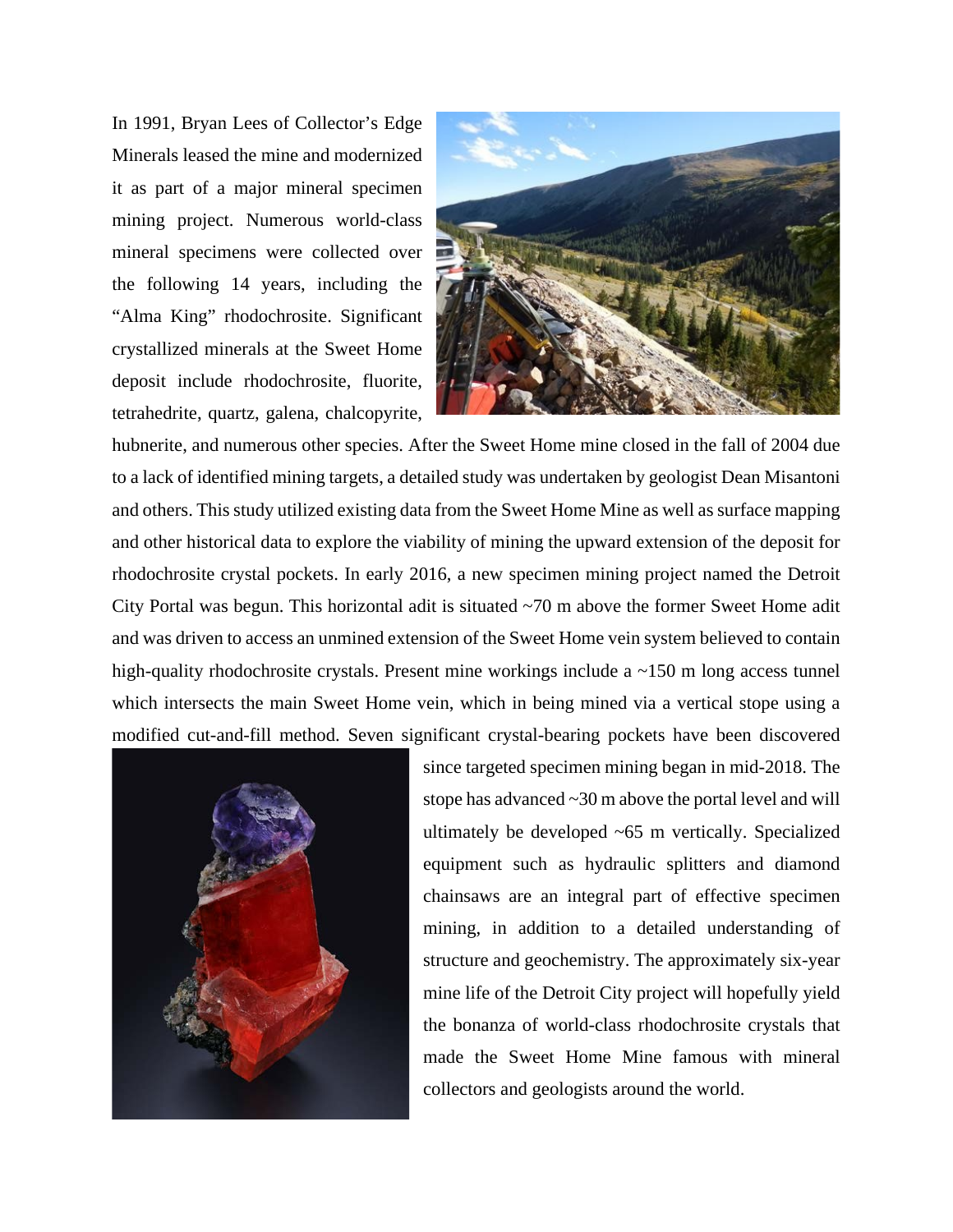In 1991, Bryan Lees of Collector's Edge Minerals leased the mine and modernized it as part of a major mineral specimen mining project. Numerous world-class mineral specimens were collected over the following 14 years, including the "Alma King" rhodochrosite. Significant crystallized minerals at the Sweet Home deposit include rhodochrosite, fluorite, tetrahedrite, quartz, galena, chalcopyrite, hubnerite, and numerous other species. After the Sweet Home mine closed in the fall of 2004 due to a lack of identified mining targets, a detailed study was undertaken by geologist Dean Misantoni and others. This study utilized existing data from the Sweet Home Mine as well as surface mapping and other historical data to explore the viability of mining the upward extension of the deposit for rhodochrosite crystal pockets. In early 2016, a new specimen mining project named the Detroit City Portal was begun. This horizontal adit is situated ~70 m above the former Sweet Home adit and was driven to access an unmined extension of the Sweet Home vein system believed to contain high-quality rhodochrosite crystals. Present mine workings include a ~150 m long access tunnel which intersects the main Sweet Home vein, which in being mined via a vertical stope using a modified cut-and-fill method. Seven significant crystal-bearing pockets have been discovered since targeted specimen mining began in mid-2018. The stope has advanced ~30 m above the portal level and will ultimately be developed ~65 m vertically. Specialized equipment such as hydraulic splitters and diamond chainsaws are an integral part of effective specimen mining, in addition to a detailed understanding of structure and geochemistry. The approximately six-year mine life of the Detroit City project will hopefully yield the bonanza of world-class rhodochrosite crystals that made the Sweet Home Mine famous with mineral collectors and geologists around the world.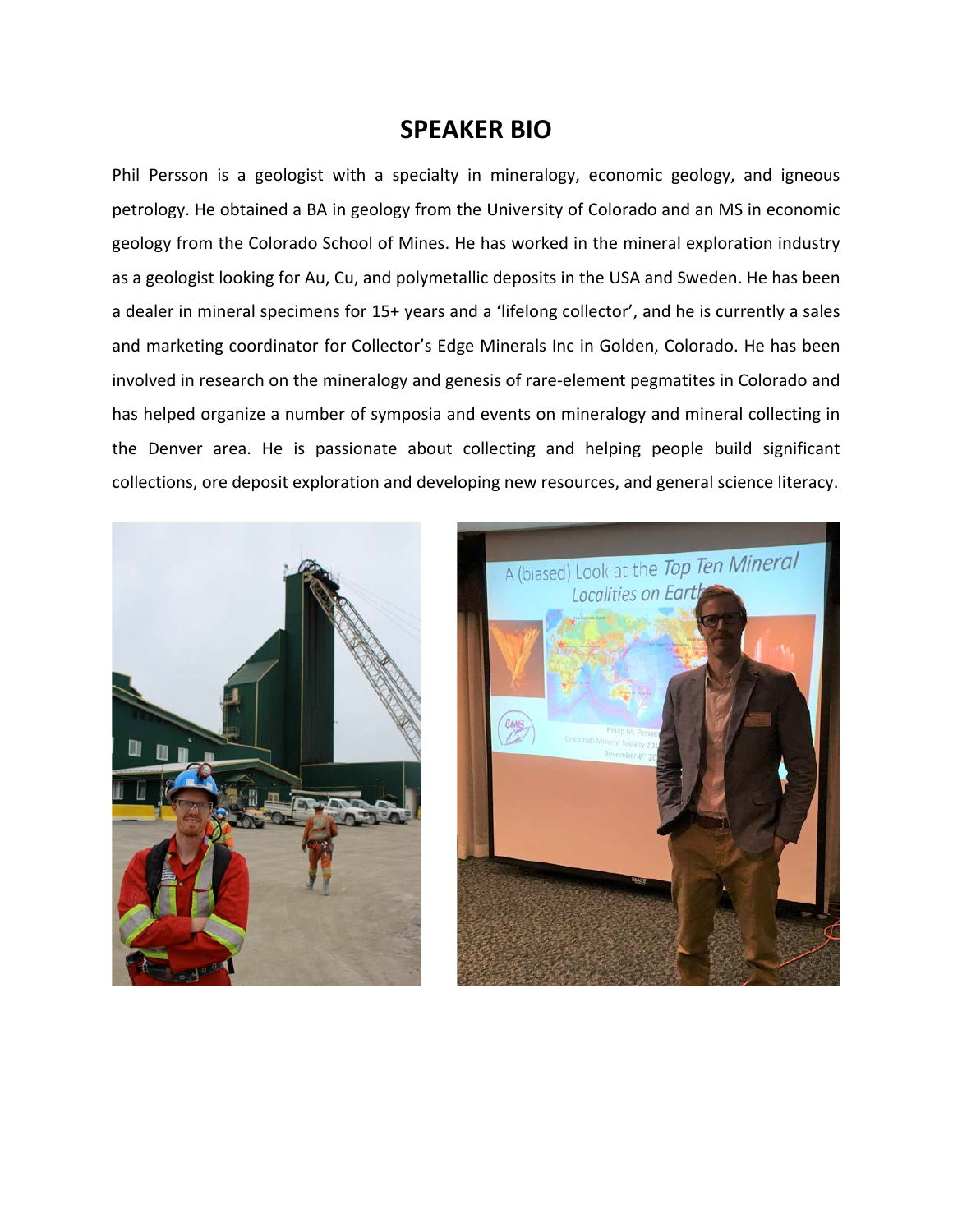# SPEAKER BIO

Phil Persson is a geologist with a specialty in mineralogy, economic geology, and igneous petrology. He obtained a BA in geology from the University of Colorado and an MS in economic geology from the Colorado School of Mines. He has worked in the mineral exploration industry as a geologist looking for Au, Cu, and polymetallic deposits in the USA and Sweden. He has been a dealer in mineral specimens for 15+ years and a 'lifelong collector', and he is currently a sales and marketing coordinator for Collector's Edge Minerals Inc in Golden, Colorado. He has been involved in research on the mineralogy and genesis of rare-element pegmatites in Colorado and has helped organize a number of symposia and events on mineralogy and mineral collecting in the Denver area. He is passionate about collecting and helping people build significant collections, ore deposit exploration and developing new resources, and general science literacy.